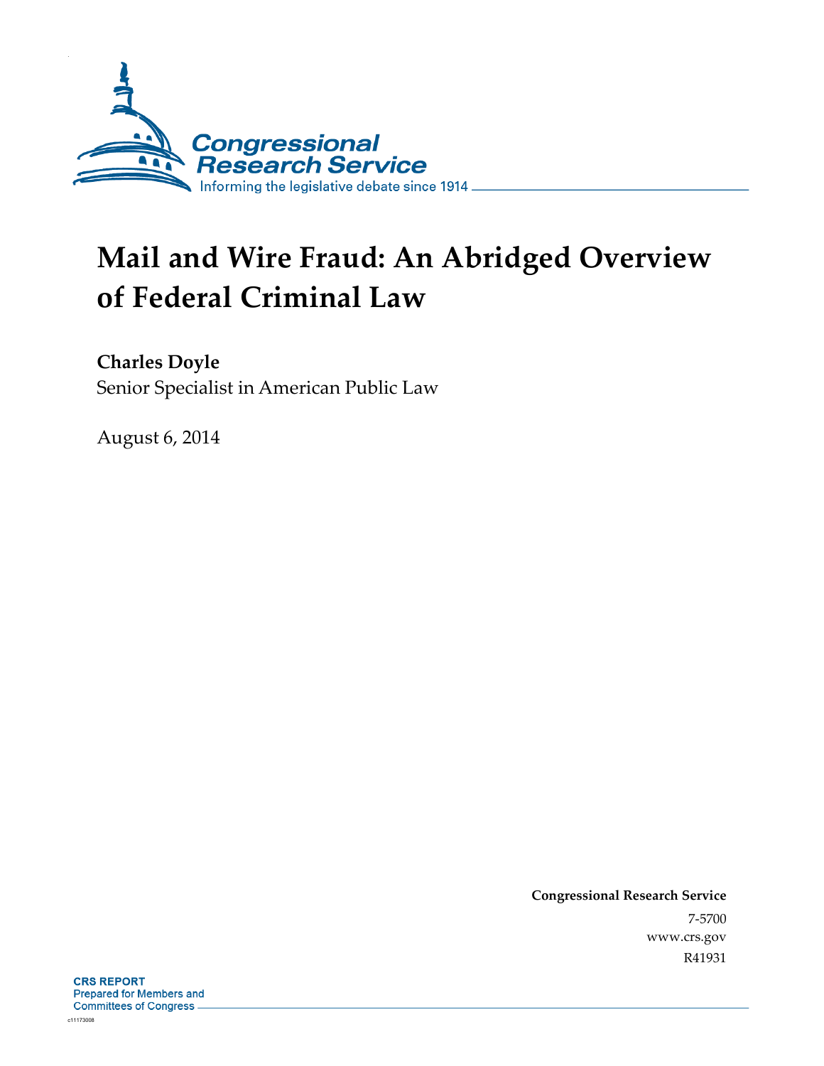Congressional Research Service

Informing the legislative debate since 1914

# Mail and Wire Fraud: An Abridged Overview of Federal Criminal Law

**Charles Doyle**
Senior Specialist in American Public Law

August 6, 2014

**Congressional Research Service**
7-5700
www.crs.gov
R41931

**CRS REPORT**
Prepared for Members and
Committees of Congress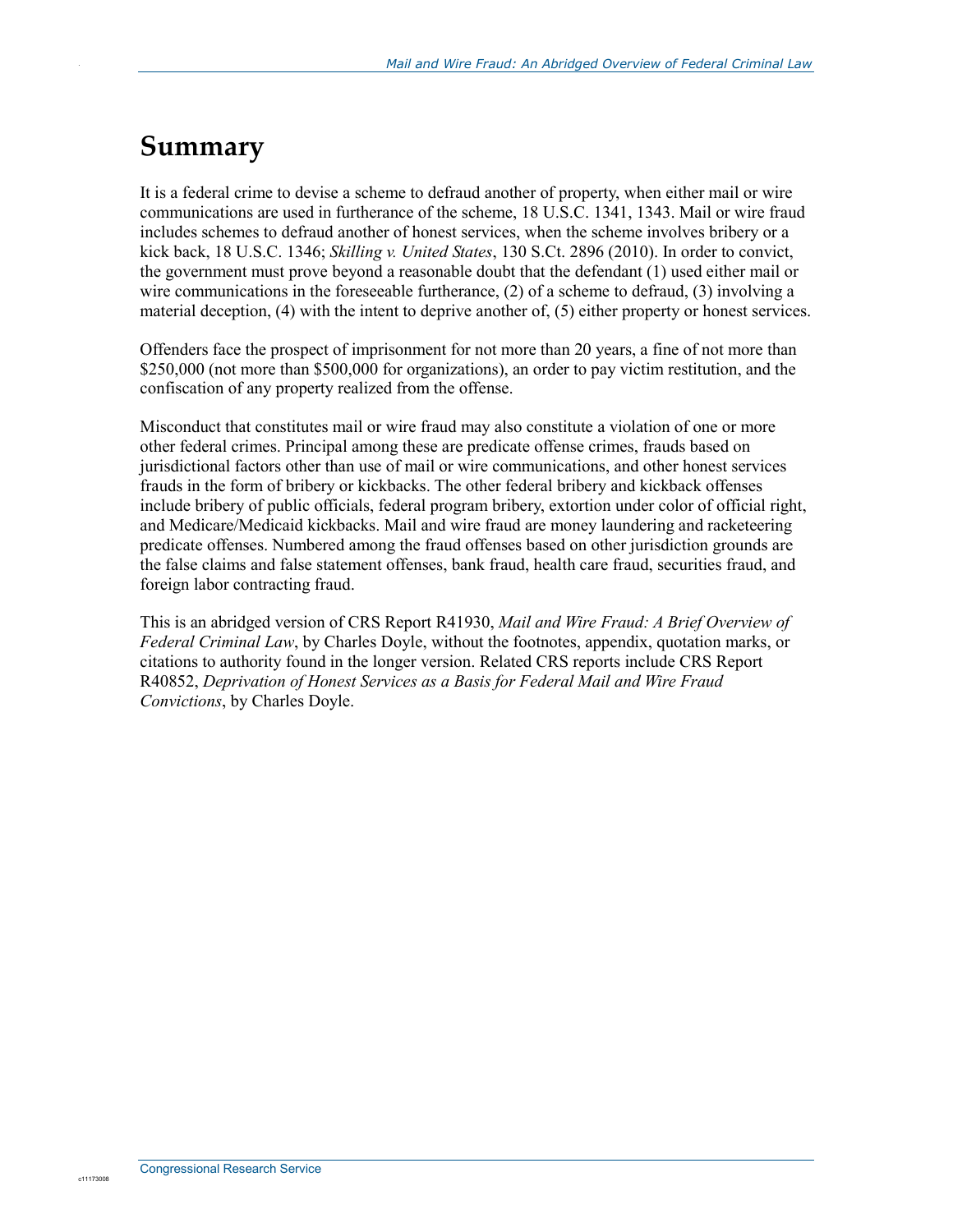# Summary

It is a federal crime to devise a scheme to defraud another of property, when either mail or wire communications are used in furtherance of the scheme, 18 U.S.C. 1341, 1343. Mail or wire fraud includes schemes to defraud another of honest services, when the scheme involves bribery or a kick back, 18 U.S.C. 1346; *Skilling v. United States*, 130 S.Ct. 2896 (2010). In order to convict, the government must prove beyond a reasonable doubt that the defendant (1) used either mail or wire communications in the foreseeable furtherance, (2) of a scheme to defraud, (3) involving a material deception, (4) with the intent to deprive another of, (5) either property or honest services.

Offenders face the prospect of imprisonment for not more than 20 years, a fine of not more than $250,000 (not more than $500,000 for organizations), an order to pay victim restitution, and the confiscation of any property realized from the offense.

Misconduct that constitutes mail or wire fraud may also constitute a violation of one or more other federal crimes. Principal among these are predicate offense crimes, frauds based on jurisdictional factors other than use of mail or wire communications, and other honest services frauds in the form of bribery or kickbacks. The other federal bribery and kickback offenses include bribery of public officials, federal program bribery, extortion under color of official right, and Medicare/Medicaid kickbacks. Mail and wire fraud are money laundering and racketeering predicate offenses. Numbered among the fraud offenses based on other jurisdiction grounds are the false claims and false statement offenses, bank fraud, health care fraud, securities fraud, and foreign labor contracting fraud.

This is an abridged version of CRS Report R41930, *Mail and Wire Fraud: A Brief Overview of Federal Criminal Law*, by Charles Doyle, without the footnotes, appendix, quotation marks, or citations to authority found in the longer version. Related CRS reports include CRS Report R40852, *Deprivation of Honest Services as a Basis for Federal Mail and Wire Fraud Convictions*, by Charles Doyle.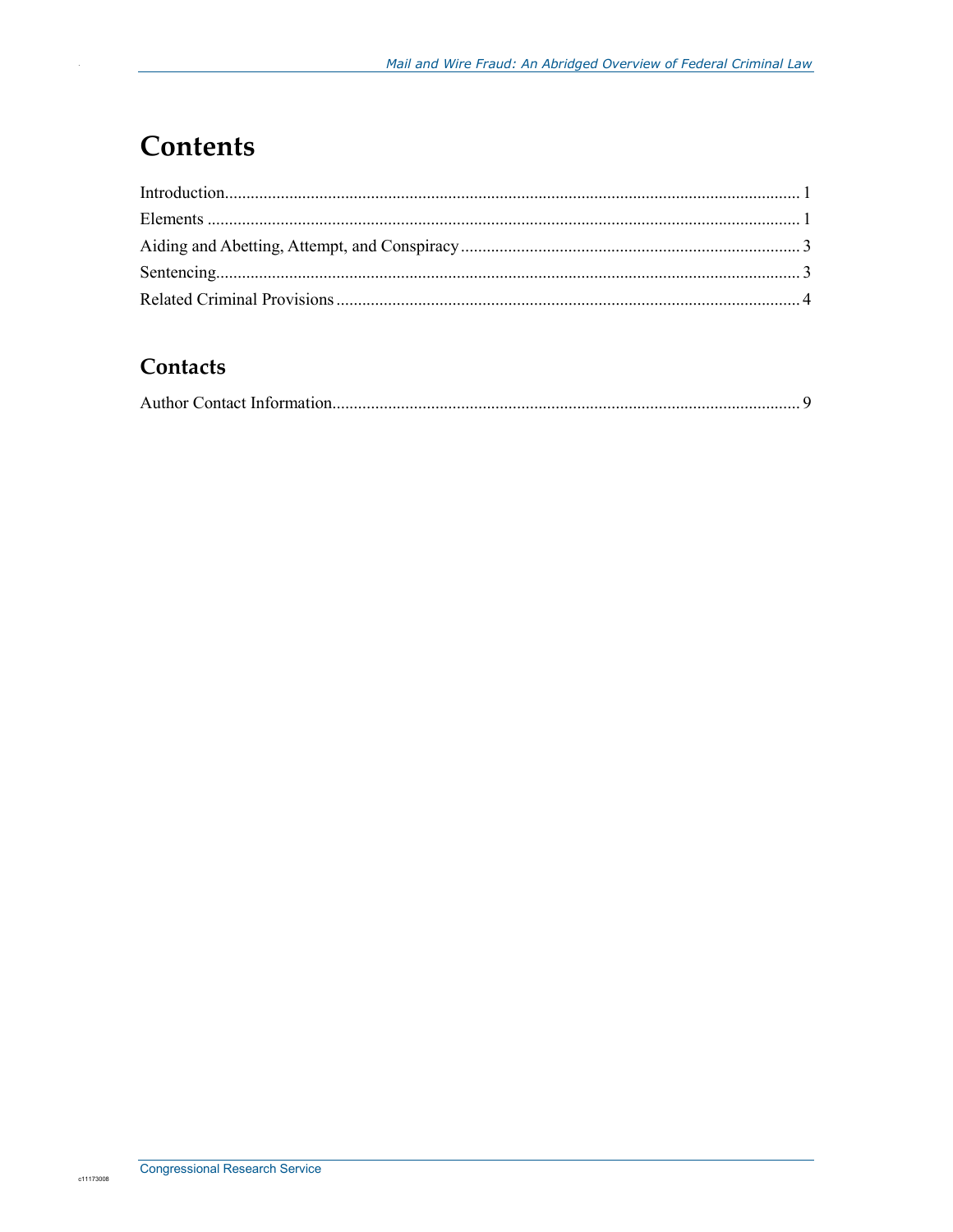# Contents

Introduction ..... 1

Elements ..... 1

Aiding and Abetting, Attempt, and Conspiracy ..... 3

Sentencing ..... 3

Related Criminal Provisions ..... 4

## Contacts

Author Contact Information ..... 9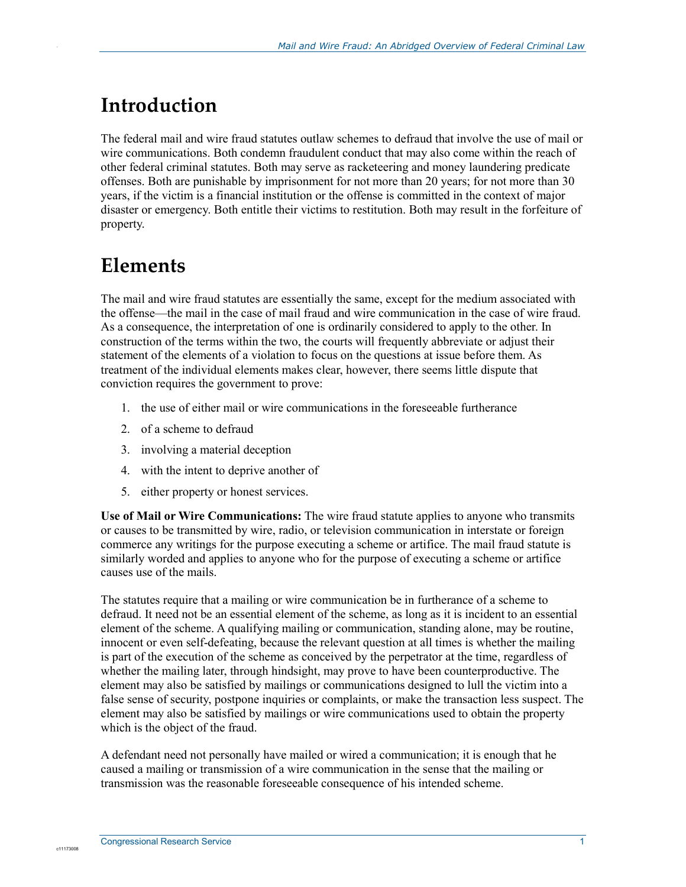# Introduction

The federal mail and wire fraud statutes outlaw schemes to defraud that involve the use of mail or wire communications. Both condemn fraudulent conduct that may also come within the reach of other federal criminal statutes. Both may serve as racketeering and money laundering predicate offenses. Both are punishable by imprisonment for not more than 20 years; for not more than 30 years, if the victim is a financial institution or the offense is committed in the context of major disaster or emergency. Both entitle their victims to restitution. Both may result in the forfeiture of property.

# Elements

The mail and wire fraud statutes are essentially the same, except for the medium associated with the offense—the mail in the case of mail fraud and wire communication in the case of wire fraud. As a consequence, the interpretation of one is ordinarily considered to apply to the other. In construction of the terms within the two, the courts will frequently abbreviate or adjust their statement of the elements of a violation to focus on the questions at issue before them. As treatment of the individual elements makes clear, however, there seems little dispute that conviction requires the government to prove:

1. the use of either mail or wire communications in the foreseeable furtherance
2. of a scheme to defraud
3. involving a material deception
4. with the intent to deprive another of
5. either property or honest services.

**Use of Mail or Wire Communications:** The wire fraud statute applies to anyone who transmits or causes to be transmitted by wire, radio, or television communication in interstate or foreign commerce any writings for the purpose executing a scheme or artifice. The mail fraud statute is similarly worded and applies to anyone who for the purpose of executing a scheme or artifice causes use of the mails.

The statutes require that a mailing or wire communication be in furtherance of a scheme to defraud. It need not be an essential element of the scheme, as long as it is incident to an essential element of the scheme. A qualifying mailing or communication, standing alone, may be routine, innocent or even self-defeating, because the relevant question at all times is whether the mailing is part of the execution of the scheme as conceived by the perpetrator at the time, regardless of whether the mailing later, through hindsight, may prove to have been counterproductive. The element may also be satisfied by mailings or communications designed to lull the victim into a false sense of security, postpone inquiries or complaints, or make the transaction less suspect. The element may also be satisfied by mailings or wire communications used to obtain the property which is the object of the fraud.

A defendant need not personally have mailed or wired a communication; it is enough that he caused a mailing or transmission of a wire communication in the sense that the mailing or transmission was the reasonable foreseeable consequence of his intended scheme.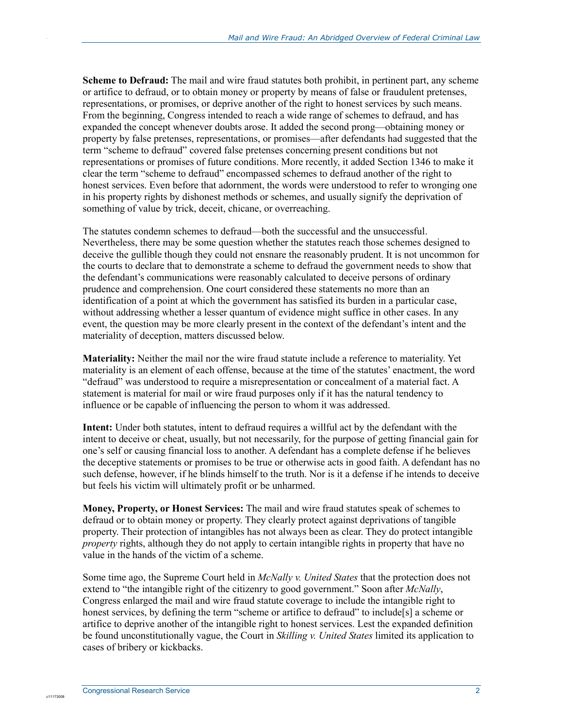**Scheme to Defraud:** The mail and wire fraud statutes both prohibit, in pertinent part, any scheme or artifice to defraud, or to obtain money or property by means of false or fraudulent pretenses, representations, or promises, or deprive another of the right to honest services by such means. From the beginning, Congress intended to reach a wide range of schemes to defraud, and has expanded the concept whenever doubts arose. It added the second prong—obtaining money or property by false pretenses, representations, or promises—after defendants had suggested that the term "scheme to defraud" covered false pretenses concerning present conditions but not representations or promises of future conditions. More recently, it added Section 1346 to make it clear the term "scheme to defraud" encompassed schemes to defraud another of the right to honest services. Even before that adornment, the words were understood to refer to wronging one in his property rights by dishonest methods or schemes, and usually signify the deprivation of something of value by trick, deceit, chicane, or overreaching.

The statutes condemn schemes to defraud—both the successful and the unsuccessful. Nevertheless, there may be some question whether the statutes reach those schemes designed to deceive the gullible though they could not ensnare the reasonably prudent. It is not uncommon for the courts to declare that to demonstrate a scheme to defraud the government needs to show that the defendant's communications were reasonably calculated to deceive persons of ordinary prudence and comprehension. One court considered these statements no more than an identification of a point at which the government has satisfied its burden in a particular case, without addressing whether a lesser quantum of evidence might suffice in other cases. In any event, the question may be more clearly present in the context of the defendant's intent and the materiality of deception, matters discussed below.

**Materiality:** Neither the mail nor the wire fraud statute include a reference to materiality. Yet materiality is an element of each offense, because at the time of the statutes' enactment, the word "defraud" was understood to require a misrepresentation or concealment of a material fact. A statement is material for mail or wire fraud purposes only if it has the natural tendency to influence or be capable of influencing the person to whom it was addressed.

**Intent:** Under both statutes, intent to defraud requires a willful act by the defendant with the intent to deceive or cheat, usually, but not necessarily, for the purpose of getting financial gain for one's self or causing financial loss to another. A defendant has a complete defense if he believes the deceptive statements or promises to be true or otherwise acts in good faith. A defendant has no such defense, however, if he blinds himself to the truth. Nor is it a defense if he intends to deceive but feels his victim will ultimately profit or be unharmed.

**Money, Property, or Honest Services:** The mail and wire fraud statutes speak of schemes to defraud or to obtain money or property. They clearly protect against deprivations of tangible property. Their protection of intangibles has not always been as clear. They do protect intangible *property* rights, although they do not apply to certain intangible rights in property that have no value in the hands of the victim of a scheme.

Some time ago, the Supreme Court held in *McNally v. United States* that the protection does not extend to "the intangible right of the citizenry to good government." Soon after *McNally*, Congress enlarged the mail and wire fraud statute coverage to include the intangible right to honest services, by defining the term "scheme or artifice to defraud" to include[s] a scheme or artifice to deprive another of the intangible right to honest services. Lest the expanded definition be found unconstitutionally vague, the Court in *Skilling v. United States* limited its application to cases of bribery or kickbacks.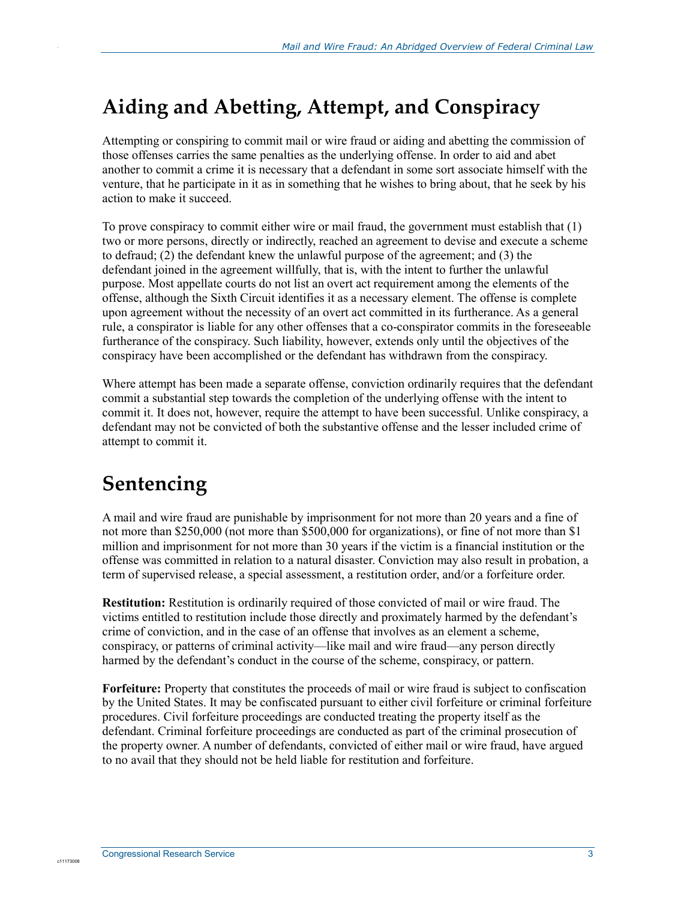## Aiding and Abetting, Attempt, and Conspiracy

Attempting or conspiring to commit mail or wire fraud or aiding and abetting the commission of those offenses carries the same penalties as the underlying offense. In order to aid and abet another to commit a crime it is necessary that a defendant in some sort associate himself with the venture, that he participate in it as in something that he wishes to bring about, that he seek by his action to make it succeed.

To prove conspiracy to commit either wire or mail fraud, the government must establish that (1) two or more persons, directly or indirectly, reached an agreement to devise and execute a scheme to defraud; (2) the defendant knew the unlawful purpose of the agreement; and (3) the defendant joined in the agreement willfully, that is, with the intent to further the unlawful purpose. Most appellate courts do not list an overt act requirement among the elements of the offense, although the Sixth Circuit identifies it as a necessary element. The offense is complete upon agreement without the necessity of an overt act committed in its furtherance. As a general rule, a conspirator is liable for any other offenses that a co-conspirator commits in the foreseeable furtherance of the conspiracy. Such liability, however, extends only until the objectives of the conspiracy have been accomplished or the defendant has withdrawn from the conspiracy.

Where attempt has been made a separate offense, conviction ordinarily requires that the defendant commit a substantial step towards the completion of the underlying offense with the intent to commit it. It does not, however, require the attempt to have been successful. Unlike conspiracy, a defendant may not be convicted of both the substantive offense and the lesser included crime of attempt to commit it.

## Sentencing

A mail and wire fraud are punishable by imprisonment for not more than 20 years and a fine of not more than $250,000 (not more than $500,000 for organizations), or fine of not more than $1 million and imprisonment for not more than 30 years if the victim is a financial institution or the offense was committed in relation to a natural disaster. Conviction may also result in probation, a term of supervised release, a special assessment, a restitution order, and/or a forfeiture order.

**Restitution:** Restitution is ordinarily required of those convicted of mail or wire fraud. The victims entitled to restitution include those directly and proximately harmed by the defendant's crime of conviction, and in the case of an offense that involves as an element a scheme, conspiracy, or patterns of criminal activity—like mail and wire fraud—any person directly harmed by the defendant's conduct in the course of the scheme, conspiracy, or pattern.

**Forfeiture:** Property that constitutes the proceeds of mail or wire fraud is subject to confiscation by the United States. It may be confiscated pursuant to either civil forfeiture or criminal forfeiture procedures. Civil forfeiture proceedings are conducted treating the property itself as the defendant. Criminal forfeiture proceedings are conducted as part of the criminal prosecution of the property owner. A number of defendants, convicted of either mail or wire fraud, have argued to no avail that they should not be held liable for restitution and forfeiture.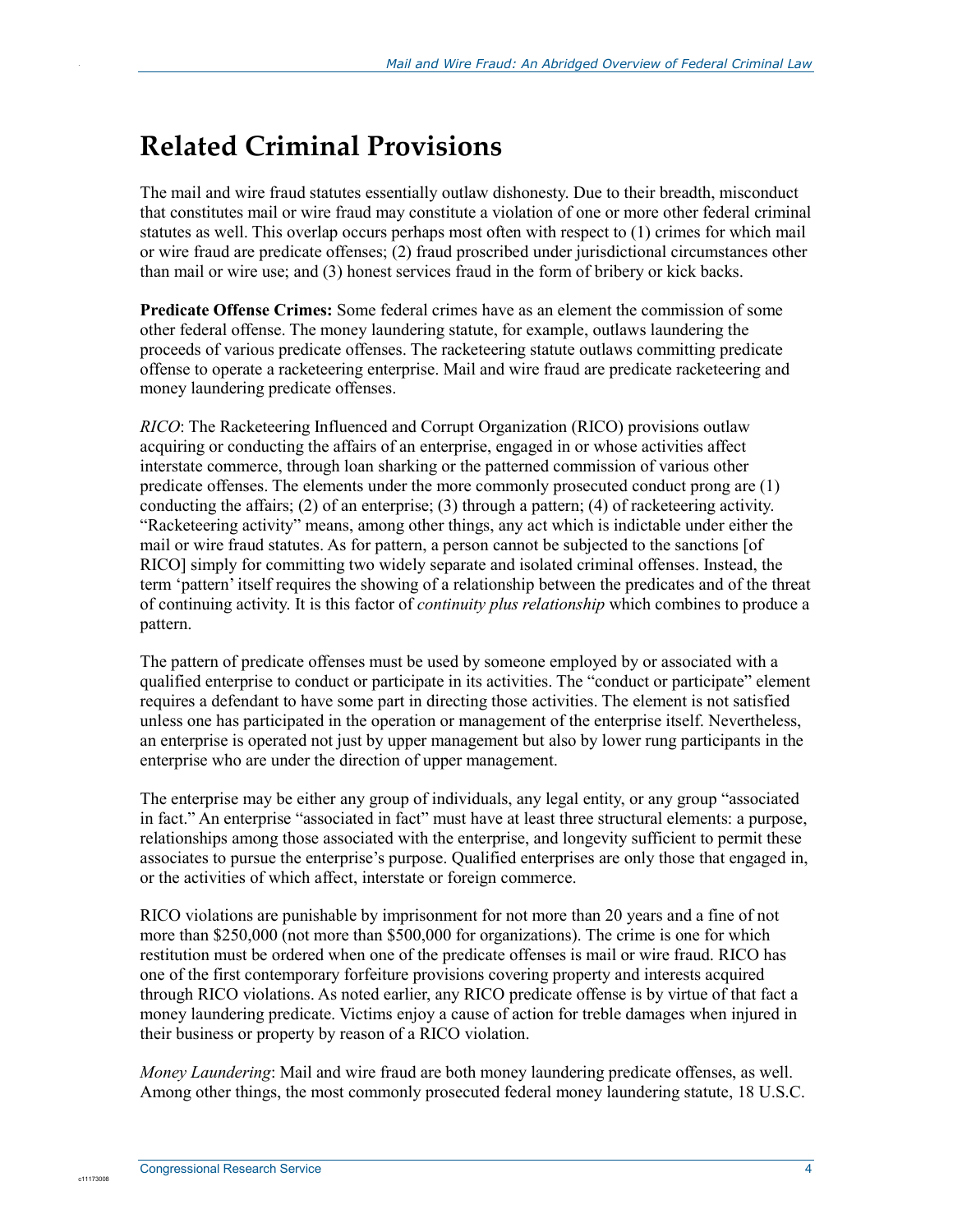# Related Criminal Provisions

The mail and wire fraud statutes essentially outlaw dishonesty. Due to their breadth, misconduct that constitutes mail or wire fraud may constitute a violation of one or more other federal criminal statutes as well. This overlap occurs perhaps most often with respect to (1) crimes for which mail or wire fraud are predicate offenses; (2) fraud proscribed under jurisdictional circumstances other than mail or wire use; and (3) honest services fraud in the form of bribery or kick backs.

**Predicate Offense Crimes:** Some federal crimes have as an element the commission of some other federal offense. The money laundering statute, for example, outlaws laundering the proceeds of various predicate offenses. The racketeering statute outlaws committing predicate offense to operate a racketeering enterprise. Mail and wire fraud are predicate racketeering and money laundering predicate offenses.

*RICO*: The Racketeering Influenced and Corrupt Organization (RICO) provisions outlaw acquiring or conducting the affairs of an enterprise, engaged in or whose activities affect interstate commerce, through loan sharking or the patterned commission of various other predicate offenses. The elements under the more commonly prosecuted conduct prong are (1) conducting the affairs; (2) of an enterprise; (3) through a pattern; (4) of racketeering activity. "Racketeering activity" means, among other things, any act which is indictable under either the mail or wire fraud statutes. As for pattern, a person cannot be subjected to the sanctions [of RICO] simply for committing two widely separate and isolated criminal offenses. Instead, the term 'pattern' itself requires the showing of a relationship between the predicates and of the threat of continuing activity. It is this factor of *continuity plus relationship* which combines to produce a pattern.

The pattern of predicate offenses must be used by someone employed by or associated with a qualified enterprise to conduct or participate in its activities. The "conduct or participate" element requires a defendant to have some part in directing those activities. The element is not satisfied unless one has participated in the operation or management of the enterprise itself. Nevertheless, an enterprise is operated not just by upper management but also by lower rung participants in the enterprise who are under the direction of upper management.

The enterprise may be either any group of individuals, any legal entity, or any group "associated in fact." An enterprise "associated in fact" must have at least three structural elements: a purpose, relationships among those associated with the enterprise, and longevity sufficient to permit these associates to pursue the enterprise's purpose. Qualified enterprises are only those that engaged in, or the activities of which affect, interstate or foreign commerce.

RICO violations are punishable by imprisonment for not more than 20 years and a fine of not more than $250,000 (not more than $500,000 for organizations). The crime is one for which restitution must be ordered when one of the predicate offenses is mail or wire fraud. RICO has one of the first contemporary forfeiture provisions covering property and interests acquired through RICO violations. As noted earlier, any RICO predicate offense is by virtue of that fact a money laundering predicate. Victims enjoy a cause of action for treble damages when injured in their business or property by reason of a RICO violation.

*Money Laundering*: Mail and wire fraud are both money laundering predicate offenses, as well. Among other things, the most commonly prosecuted federal money laundering statute, 18 U.S.C.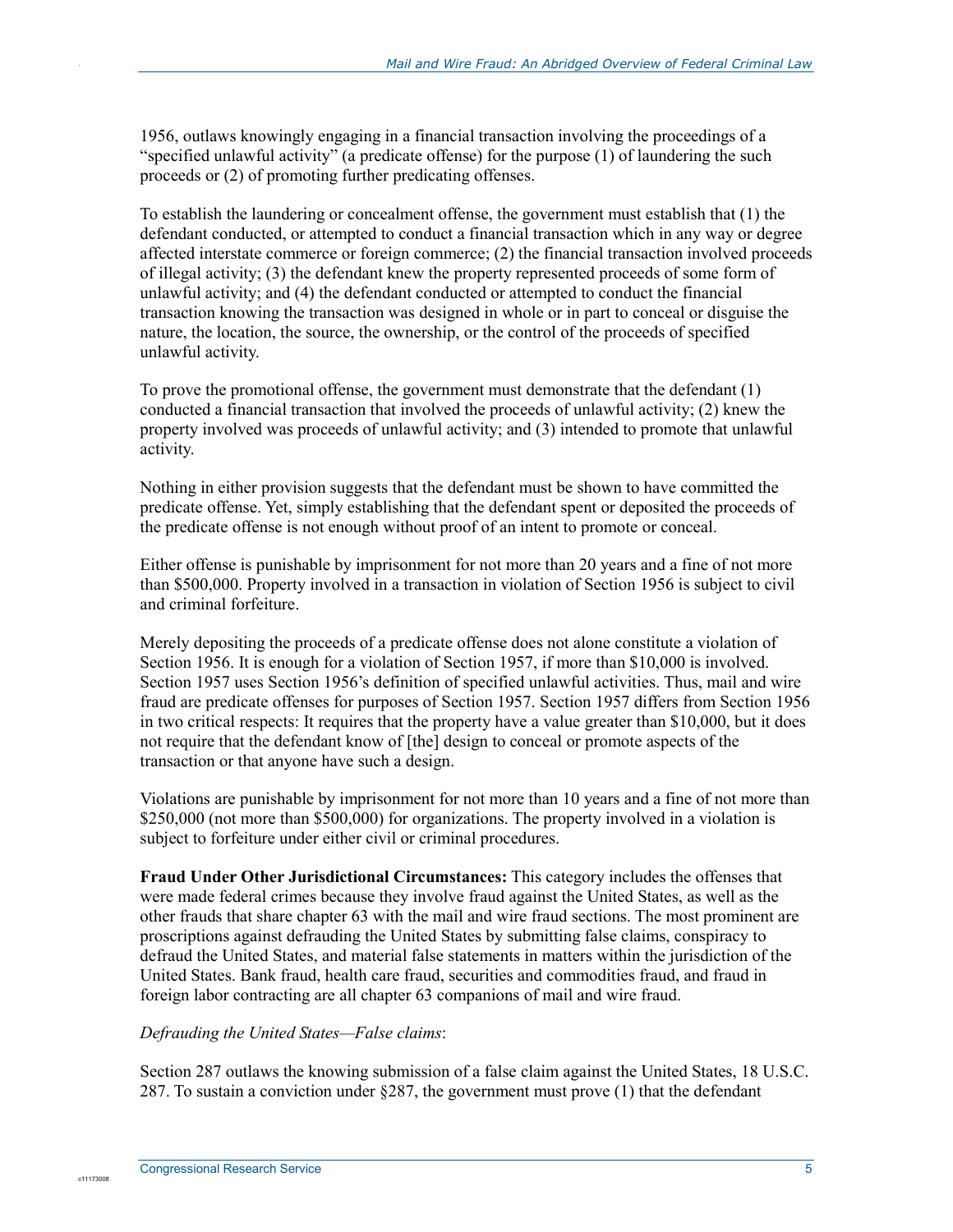1956, outlaws knowingly engaging in a financial transaction involving the proceedings of a "specified unlawful activity" (a predicate offense) for the purpose (1) of laundering the such proceeds or (2) of promoting further predicating offenses.

To establish the laundering or concealment offense, the government must establish that (1) the defendant conducted, or attempted to conduct a financial transaction which in any way or degree affected interstate commerce or foreign commerce; (2) the financial transaction involved proceeds of illegal activity; (3) the defendant knew the property represented proceeds of some form of unlawful activity; and (4) the defendant conducted or attempted to conduct the financial transaction knowing the transaction was designed in whole or in part to conceal or disguise the nature, the location, the source, the ownership, or the control of the proceeds of specified unlawful activity.

To prove the promotional offense, the government must demonstrate that the defendant (1) conducted a financial transaction that involved the proceeds of unlawful activity; (2) knew the property involved was proceeds of unlawful activity; and (3) intended to promote that unlawful activity.

Nothing in either provision suggests that the defendant must be shown to have committed the predicate offense. Yet, simply establishing that the defendant spent or deposited the proceeds of the predicate offense is not enough without proof of an intent to promote or conceal.

Either offense is punishable by imprisonment for not more than 20 years and a fine of not more than $500,000. Property involved in a transaction in violation of Section 1956 is subject to civil and criminal forfeiture.

Merely depositing the proceeds of a predicate offense does not alone constitute a violation of Section 1956. It is enough for a violation of Section 1957, if more than $10,000 is involved. Section 1957 uses Section 1956's definition of specified unlawful activities. Thus, mail and wire fraud are predicate offenses for purposes of Section 1957. Section 1957 differs from Section 1956 in two critical respects: It requires that the property have a value greater than $10,000, but it does not require that the defendant know of [the] design to conceal or promote aspects of the transaction or that anyone have such a design.

Violations are punishable by imprisonment for not more than 10 years and a fine of not more than $250,000 (not more than $500,000) for organizations. The property involved in a violation is subject to forfeiture under either civil or criminal procedures.

**Fraud Under Other Jurisdictional Circumstances:** This category includes the offenses that were made federal crimes because they involve fraud against the United States, as well as the other frauds that share chapter 63 with the mail and wire fraud sections. The most prominent are proscriptions against defrauding the United States by submitting false claims, conspiracy to defraud the United States, and material false statements in matters within the jurisdiction of the United States. Bank fraud, health care fraud, securities and commodities fraud, and fraud in foreign labor contracting are all chapter 63 companions of mail and wire fraud.

*Defrauding the United States—False claims*:

Section 287 outlaws the knowing submission of a false claim against the United States, 18 U.S.C. 287. To sustain a conviction under §287, the government must prove (1) that the defendant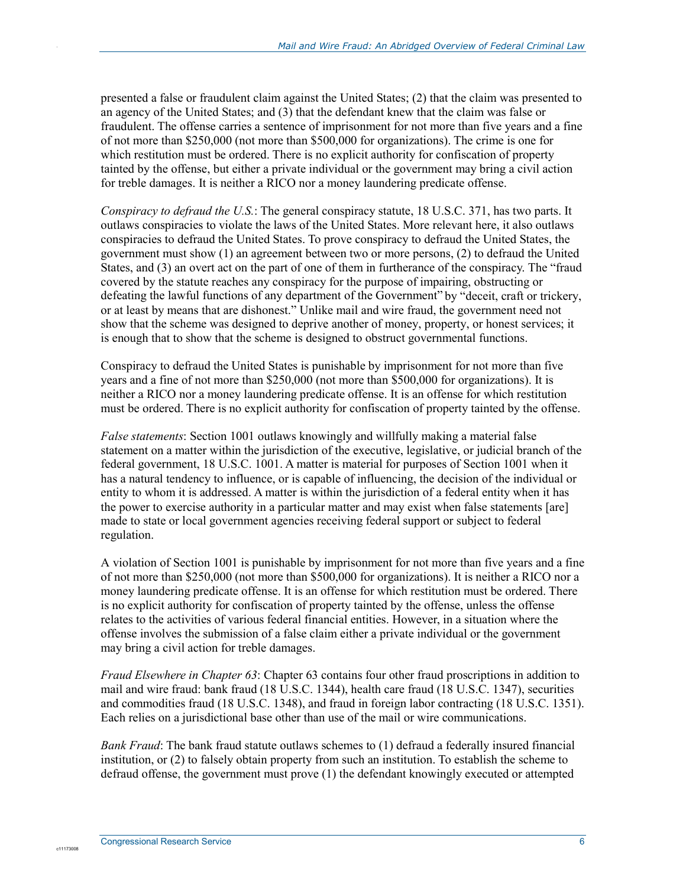presented a false or fraudulent claim against the United States; (2) that the claim was presented to an agency of the United States; and (3) that the defendant knew that the claim was false or fraudulent. The offense carries a sentence of imprisonment for not more than five years and a fine of not more than $250,000 (not more than $500,000 for organizations). The crime is one for which restitution must be ordered. There is no explicit authority for confiscation of property tainted by the offense, but either a private individual or the government may bring a civil action for treble damages. It is neither a RICO nor a money laundering predicate offense.

*Conspiracy to defraud the U.S.*: The general conspiracy statute, 18 U.S.C. 371, has two parts. It outlaws conspiracies to violate the laws of the United States. More relevant here, it also outlaws conspiracies to defraud the United States. To prove conspiracy to defraud the United States, the government must show (1) an agreement between two or more persons, (2) to defraud the United States, and (3) an overt act on the part of one of them in furtherance of the conspiracy. The "fraud covered by the statute reaches any conspiracy for the purpose of impairing, obstructing or defeating the lawful functions of any department of the Government" by "deceit, craft or trickery, or at least by means that are dishonest." Unlike mail and wire fraud, the government need not show that the scheme was designed to deprive another of money, property, or honest services; it is enough that to show that the scheme is designed to obstruct governmental functions.

Conspiracy to defraud the United States is punishable by imprisonment for not more than five years and a fine of not more than $250,000 (not more than $500,000 for organizations). It is neither a RICO nor a money laundering predicate offense. It is an offense for which restitution must be ordered. There is no explicit authority for confiscation of property tainted by the offense.

*False statements*: Section 1001 outlaws knowingly and willfully making a material false statement on a matter within the jurisdiction of the executive, legislative, or judicial branch of the federal government, 18 U.S.C. 1001. A matter is material for purposes of Section 1001 when it has a natural tendency to influence, or is capable of influencing, the decision of the individual or entity to whom it is addressed. A matter is within the jurisdiction of a federal entity when it has the power to exercise authority in a particular matter and may exist when false statements [are] made to state or local government agencies receiving federal support or subject to federal regulation.

A violation of Section 1001 is punishable by imprisonment for not more than five years and a fine of not more than $250,000 (not more than $500,000 for organizations). It is neither a RICO nor a money laundering predicate offense. It is an offense for which restitution must be ordered. There is no explicit authority for confiscation of property tainted by the offense, unless the offense relates to the activities of various federal financial entities. However, in a situation where the offense involves the submission of a false claim either a private individual or the government may bring a civil action for treble damages.

*Fraud Elsewhere in Chapter 63*: Chapter 63 contains four other fraud proscriptions in addition to mail and wire fraud: bank fraud (18 U.S.C. 1344), health care fraud (18 U.S.C. 1347), securities and commodities fraud (18 U.S.C. 1348), and fraud in foreign labor contracting (18 U.S.C. 1351). Each relies on a jurisdictional base other than use of the mail or wire communications.

*Bank Fraud*: The bank fraud statute outlaws schemes to (1) defraud a federally insured financial institution, or (2) to falsely obtain property from such an institution. To establish the scheme to defraud offense, the government must prove (1) the defendant knowingly executed or attempted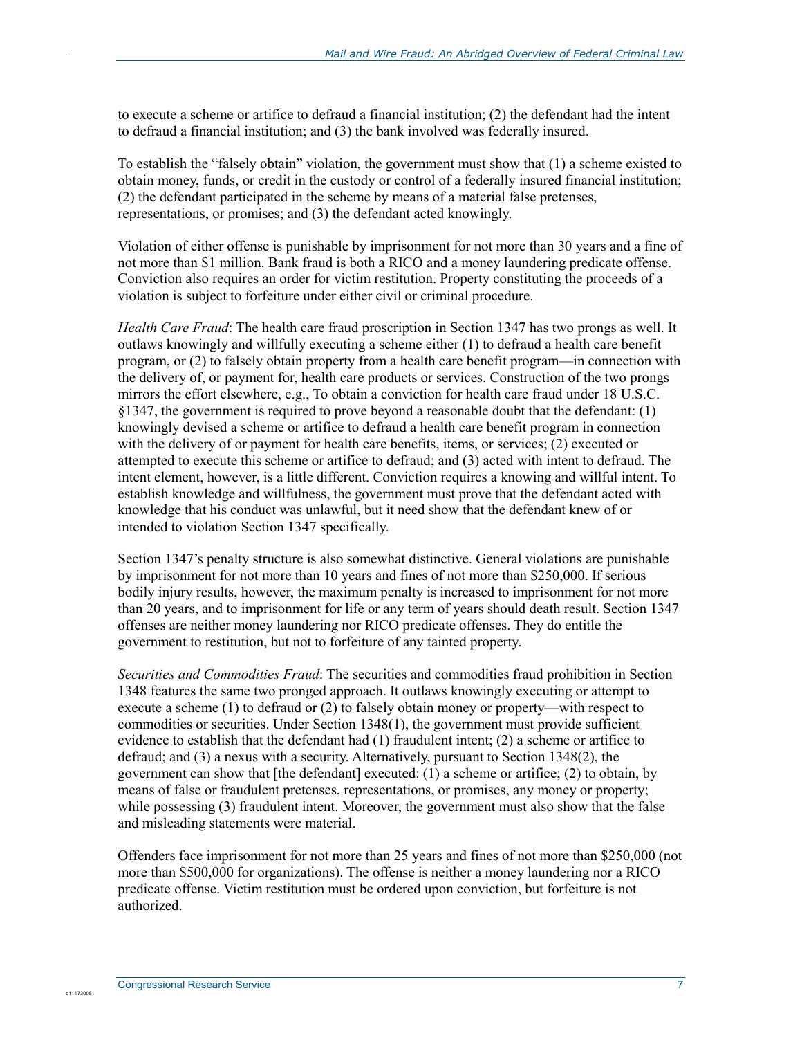to execute a scheme or artifice to defraud a financial institution; (2) the defendant had the intent to defraud a financial institution; and (3) the bank involved was federally insured.

To establish the "falsely obtain" violation, the government must show that (1) a scheme existed to obtain money, funds, or credit in the custody or control of a federally insured financial institution; (2) the defendant participated in the scheme by means of a material false pretenses, representations, or promises; and (3) the defendant acted knowingly.

Violation of either offense is punishable by imprisonment for not more than 30 years and a fine of not more than $1 million. Bank fraud is both a RICO and a money laundering predicate offense. Conviction also requires an order for victim restitution. Property constituting the proceeds of a violation is subject to forfeiture under either civil or criminal procedure.

*Health Care Fraud*: The health care fraud proscription in Section 1347 has two prongs as well. It outlaws knowingly and willfully executing a scheme either (1) to defraud a health care benefit program, or (2) to falsely obtain property from a health care benefit program—in connection with the delivery of, or payment for, health care products or services. Construction of the two prongs mirrors the effort elsewhere, e.g., To obtain a conviction for health care fraud under 18 U.S.C. §1347, the government is required to prove beyond a reasonable doubt that the defendant: (1) knowingly devised a scheme or artifice to defraud a health care benefit program in connection with the delivery of or payment for health care benefits, items, or services; (2) executed or attempted to execute this scheme or artifice to defraud; and (3) acted with intent to defraud. The intent element, however, is a little different. Conviction requires a knowing and willful intent. To establish knowledge and willfulness, the government must prove that the defendant acted with knowledge that his conduct was unlawful, but it need show that the defendant knew of or intended to violation Section 1347 specifically.

Section 1347's penalty structure is also somewhat distinctive. General violations are punishable by imprisonment for not more than 10 years and fines of not more than $250,000. If serious bodily injury results, however, the maximum penalty is increased to imprisonment for not more than 20 years, and to imprisonment for life or any term of years should death result. Section 1347 offenses are neither money laundering nor RICO predicate offenses. They do entitle the government to restitution, but not to forfeiture of any tainted property.

*Securities and Commodities Fraud*: The securities and commodities fraud prohibition in Section 1348 features the same two pronged approach. It outlaws knowingly executing or attempt to execute a scheme (1) to defraud or (2) to falsely obtain money or property—with respect to commodities or securities. Under Section 1348(1), the government must provide sufficient evidence to establish that the defendant had (1) fraudulent intent; (2) a scheme or artifice to defraud; and (3) a nexus with a security. Alternatively, pursuant to Section 1348(2), the government can show that [the defendant] executed: (1) a scheme or artifice; (2) to obtain, by means of false or fraudulent pretenses, representations, or promises, any money or property; while possessing (3) fraudulent intent. Moreover, the government must also show that the false and misleading statements were material.

Offenders face imprisonment for not more than 25 years and fines of not more than $250,000 (not more than $500,000 for organizations). The offense is neither a money laundering nor a RICO predicate offense. Victim restitution must be ordered upon conviction, but forfeiture is not authorized.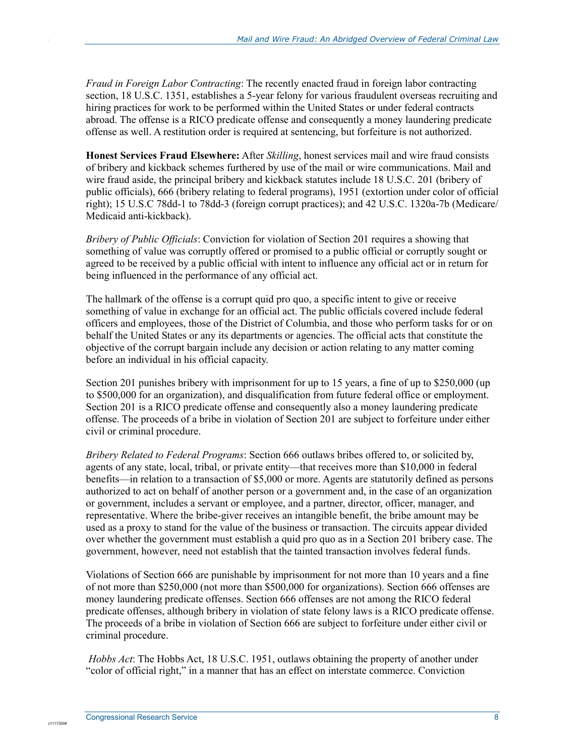*Fraud in Foreign Labor Contracting*: The recently enacted fraud in foreign labor contracting section, 18 U.S.C. 1351, establishes a 5-year felony for various fraudulent overseas recruiting and hiring practices for work to be performed within the United States or under federal contracts abroad. The offense is a RICO predicate offense and consequently a money laundering predicate offense as well. A restitution order is required at sentencing, but forfeiture is not authorized.

**Honest Services Fraud Elsewhere:** After *Skilling*, honest services mail and wire fraud consists of bribery and kickback schemes furthered by use of the mail or wire communications. Mail and wire fraud aside, the principal bribery and kickback statutes include 18 U.S.C. 201 (bribery of public officials), 666 (bribery relating to federal programs), 1951 (extortion under color of official right); 15 U.S.C 78dd-1 to 78dd-3 (foreign corrupt practices); and 42 U.S.C. 1320a-7b (Medicare/ Medicaid anti-kickback).

*Bribery of Public Officials*: Conviction for violation of Section 201 requires a showing that something of value was corruptly offered or promised to a public official or corruptly sought or agreed to be received by a public official with intent to influence any official act or in return for being influenced in the performance of any official act.

The hallmark of the offense is a corrupt quid pro quo, a specific intent to give or receive something of value in exchange for an official act. The public officials covered include federal officers and employees, those of the District of Columbia, and those who perform tasks for or on behalf the United States or any its departments or agencies. The official acts that constitute the objective of the corrupt bargain include any decision or action relating to any matter coming before an individual in his official capacity.

Section 201 punishes bribery with imprisonment for up to 15 years, a fine of up to $250,000 (up to $500,000 for an organization), and disqualification from future federal office or employment. Section 201 is a RICO predicate offense and consequently also a money laundering predicate offense. The proceeds of a bribe in violation of Section 201 are subject to forfeiture under either civil or criminal procedure.

*Bribery Related to Federal Programs*: Section 666 outlaws bribes offered to, or solicited by, agents of any state, local, tribal, or private entity—that receives more than $10,000 in federal benefits—in relation to a transaction of $5,000 or more. Agents are statutorily defined as persons authorized to act on behalf of another person or a government and, in the case of an organization or government, includes a servant or employee, and a partner, director, officer, manager, and representative. Where the bribe-giver receives an intangible benefit, the bribe amount may be used as a proxy to stand for the value of the business or transaction. The circuits appear divided over whether the government must establish a quid pro quo as in a Section 201 bribery case. The government, however, need not establish that the tainted transaction involves federal funds.

Violations of Section 666 are punishable by imprisonment for not more than 10 years and a fine of not more than $250,000 (not more than $500,000 for organizations). Section 666 offenses are money laundering predicate offenses. Section 666 offenses are not among the RICO federal predicate offenses, although bribery in violation of state felony laws is a RICO predicate offense. The proceeds of a bribe in violation of Section 666 are subject to forfeiture under either civil or criminal procedure.

*Hobbs Act*: The Hobbs Act, 18 U.S.C. 1951, outlaws obtaining the property of another under "color of official right," in a manner that has an effect on interstate commerce. Conviction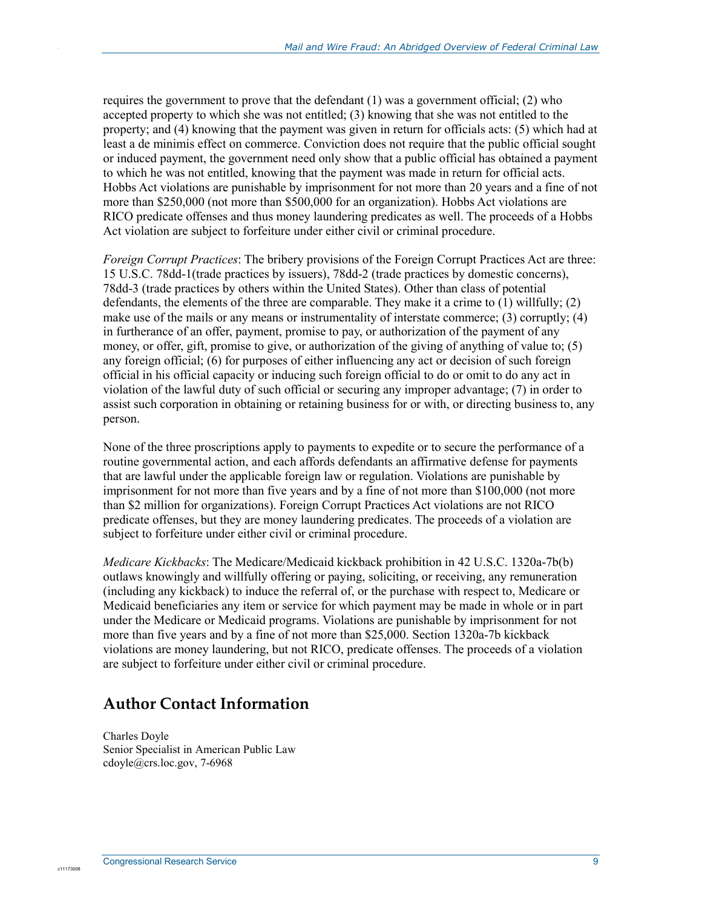requires the government to prove that the defendant (1) was a government official; (2) who accepted property to which she was not entitled; (3) knowing that she was not entitled to the property; and (4) knowing that the payment was given in return for officials acts: (5) which had at least a de minimis effect on commerce. Conviction does not require that the public official sought or induced payment, the government need only show that a public official has obtained a payment to which he was not entitled, knowing that the payment was made in return for official acts. Hobbs Act violations are punishable by imprisonment for not more than 20 years and a fine of not more than $250,000 (not more than $500,000 for an organization). Hobbs Act violations are RICO predicate offenses and thus money laundering predicates as well. The proceeds of a Hobbs Act violation are subject to forfeiture under either civil or criminal procedure.

*Foreign Corrupt Practices*: The bribery provisions of the Foreign Corrupt Practices Act are three: 15 U.S.C. 78dd-1(trade practices by issuers), 78dd-2 (trade practices by domestic concerns), 78dd-3 (trade practices by others within the United States). Other than class of potential defendants, the elements of the three are comparable. They make it a crime to (1) willfully; (2) make use of the mails or any means or instrumentality of interstate commerce; (3) corruptly; (4) in furtherance of an offer, payment, promise to pay, or authorization of the payment of any money, or offer, gift, promise to give, or authorization of the giving of anything of value to; (5) any foreign official; (6) for purposes of either influencing any act or decision of such foreign official in his official capacity or inducing such foreign official to do or omit to do any act in violation of the lawful duty of such official or securing any improper advantage; (7) in order to assist such corporation in obtaining or retaining business for or with, or directing business to, any person.

None of the three proscriptions apply to payments to expedite or to secure the performance of a routine governmental action, and each affords defendants an affirmative defense for payments that are lawful under the applicable foreign law or regulation. Violations are punishable by imprisonment for not more than five years and by a fine of not more than $100,000 (not more than $2 million for organizations). Foreign Corrupt Practices Act violations are not RICO predicate offenses, but they are money laundering predicates. The proceeds of a violation are subject to forfeiture under either civil or criminal procedure.

*Medicare Kickbacks*: The Medicare/Medicaid kickback prohibition in 42 U.S.C. 1320a-7b(b) outlaws knowingly and willfully offering or paying, soliciting, or receiving, any remuneration (including any kickback) to induce the referral of, or the purchase with respect to, Medicare or Medicaid beneficiaries any item or service for which payment may be made in whole or in part under the Medicare or Medicaid programs. Violations are punishable by imprisonment for not more than five years and by a fine of not more than $25,000. Section 1320a-7b kickback violations are money laundering, but not RICO, predicate offenses. The proceeds of a violation are subject to forfeiture under either civil or criminal procedure.

## Author Contact Information

Charles Doyle
Senior Specialist in American Public Law
cdoyle@crs.loc.gov, 7-6968